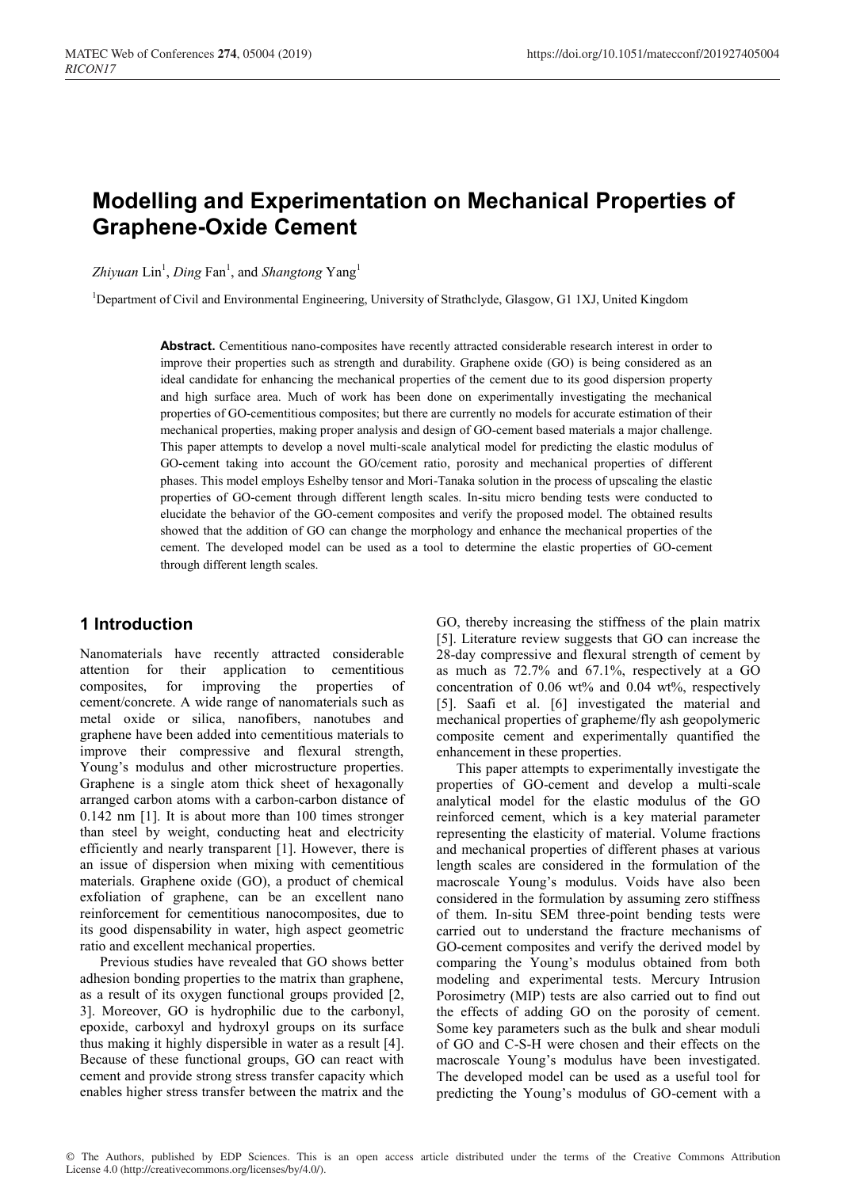# Modelling and Experimentation on Mechanical Properties of Graphene-Oxide Cement

*Zhiyuan* Lin[1], *Ding* Fan[1], and *Shangtong* Yang[1]

[1]Department of Civil and Environmental Engineering, University of Strathclyde, Glasgow, G1 1XJ, United Kingdom

**Abstract.** Cementitious nano-composites have recently attracted considerable research interest in order to improve their properties such as strength and durability. Graphene oxide (GO) is being considered as an ideal candidate for enhancing the mechanical properties of the cement due to its good dispersion property and high surface area. Much of work has been done on experimentally investigating the mechanical properties of GO-cementitious composites; but there are currently no models for accurate estimation of their mechanical properties, making proper analysis and design of GO-cement based materials a major challenge. This paper attempts to develop a novel multi-scale analytical model for predicting the elastic modulus of GO-cement taking into account the GO/cement ratio, porosity and mechanical properties of different phases. This model employs Eshelby tensor and Mori-Tanaka solution in the process of upscaling the elastic properties of GO-cement through different length scales. In-situ micro bending tests were conducted to elucidate the behavior of the GO-cement composites and verify the proposed model. The obtained results showed that the addition of GO can change the morphology and enhance the mechanical properties of the cement. The developed model can be used as a tool to determine the elastic properties of GO-cement through different length scales.

## 1 Introduction

Nanomaterials have recently attracted considerable attention for their application to cementitious composites, for improving the properties of cement/concrete. A wide range of nanomaterials such as metal oxide or silica, nanofibers, nanotubes and graphene have been added into cementitious materials to improve their compressive and flexural strength, Young's modulus and other microstructure properties. Graphene is a single atom thick sheet of hexagonally arranged carbon atoms with a carbon-carbon distance of 0.142 nm [1]. It is about more than 100 times stronger than steel by weight, conducting heat and electricity efficiently and nearly transparent [1]. However, there is an issue of dispersion when mixing with cementitious materials. Graphene oxide (GO), a product of chemical exfoliation of graphene, can be an excellent nano reinforcement for cementitious nanocomposites, due to its good dispensability in water, high aspect geometric ratio and excellent mechanical properties.

Previous studies have revealed that GO shows better adhesion bonding properties to the matrix than graphene, as a result of its oxygen functional groups provided [2, 3]. Moreover, GO is hydrophilic due to the carbonyl, epoxide, carboxyl and hydroxyl groups on its surface thus making it highly dispersible in water as a result [4]. Because of these functional groups, GO can react with cement and provide strong stress transfer capacity which enables higher stress transfer between the matrix and the GO, thereby increasing the stiffness of the plain matrix [5]. Literature review suggests that GO can increase the 28-day compressive and flexural strength of cement by as much as 72.7% and 67.1%, respectively at a GO concentration of 0.06 wt% and 0.04 wt%, respectively [5]. Saafi et al. [6] investigated the material and mechanical properties of grapheme/fly ash geopolymeric composite cement and experimentally quantified the enhancement in these properties.

This paper attempts to experimentally investigate the properties of GO-cement and develop a multi-scale analytical model for the elastic modulus of the GO reinforced cement, which is a key material parameter representing the elasticity of material. Volume fractions and mechanical properties of different phases at various length scales are considered in the formulation of the macroscale Young's modulus. Voids have also been considered in the formulation by assuming zero stiffness of them. In-situ SEM three-point bending tests were carried out to understand the fracture mechanisms of GO-cement composites and verify the derived model by comparing the Young's modulus obtained from both modeling and experimental tests. Mercury Intrusion Porosimetry (MIP) tests are also carried out to find out the effects of adding GO on the porosity of cement. Some key parameters such as the bulk and shear moduli of GO and C-S-H were chosen and their effects on the macroscale Young's modulus have been investigated. The developed model can be used as a useful tool for predicting the Young's modulus of GO-cement with a

© The Authors, published by EDP Sciences. This is an open access article distributed under the terms of the Creative Commons Attribution License 4.0 (http://creativecommons.org/licenses/by/4.0/).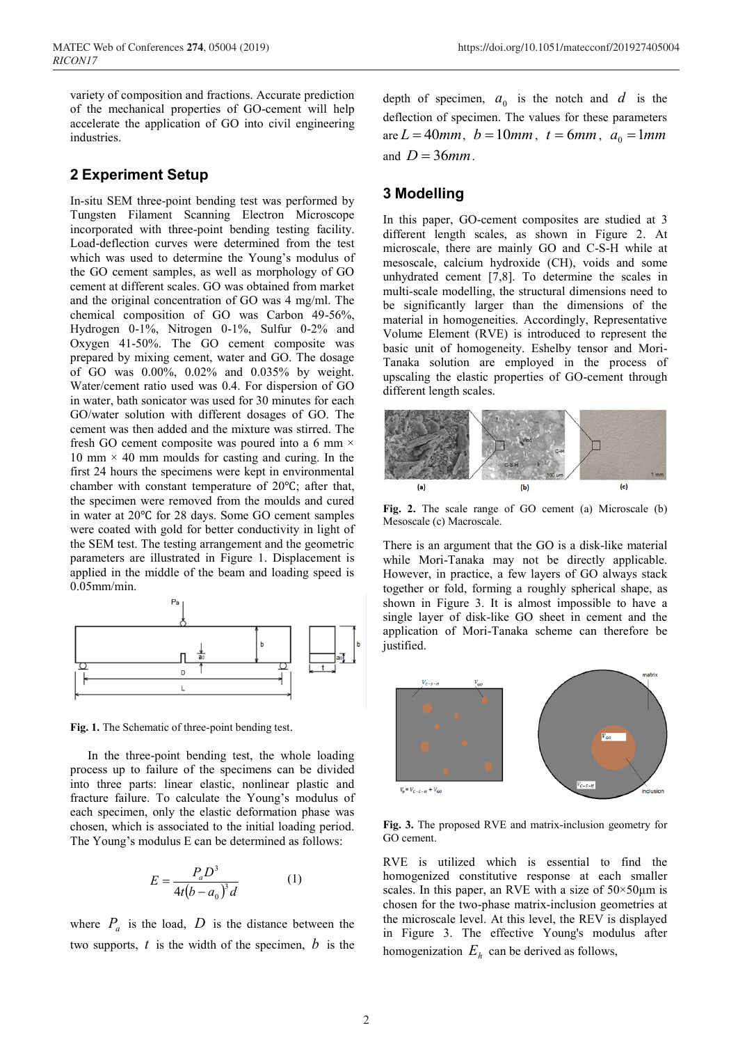variety of composition and fractions. Accurate prediction of the mechanical properties of GO-cement will help accelerate the application of GO into civil engineering industries.

## 2 Experiment Setup

In-situ SEM three-point bending test was performed by Tungsten Filament Scanning Electron Microscope incorporated with three-point bending testing facility. Load-deflection curves were determined from the test which was used to determine the Young's modulus of the GO cement samples, as well as morphology of GO cement at different scales. GO was obtained from market and the original concentration of GO was 4 mg/ml. The chemical composition of GO was Carbon 49-56%, Hydrogen 0-1%, Nitrogen 0-1%, Sulfur 0-2% and Oxygen 41-50%. The GO cement composite was prepared by mixing cement, water and GO. The dosage of GO was 0.00%, 0.02% and 0.035% by weight. Water/cement ratio used was 0.4. For dispersion of GO in water, bath sonicator was used for 30 minutes for each GO/water solution with different dosages of GO. The cement was then added and the mixture was stirred. The fresh GO cement composite was poured into a 6 mm × 10 mm × 40 mm moulds for casting and curing. In the first 24 hours the specimens were kept in environmental chamber with constant temperature of 20℃; after that, the specimen were removed from the moulds and cured in water at 20℃ for 28 days. Some GO cement samples were coated with gold for better conductivity in light of the SEM test. The testing arrangement and the geometric parameters are illustrated in Figure 1. Displacement is applied in the middle of the beam and loading speed is 0.05mm/min.

**Fig. 1.** The Schematic of three-point bending test.

In the three-point bending test, the whole loading process up to failure of the specimens can be divided into three parts: linear elastic, nonlinear plastic and fracture failure. To calculate the Young's modulus of each specimen, only the elastic deformation phase was chosen, which is associated to the initial loading period. The Young's modulus E can be determined as follows:

$$E = \frac{P_a D^3}{4t(b-a_0)^3 d} \qquad (1)$$

where $P_a$ is the load, $D$ is the distance between the two supports, $t$ is the width of the specimen, $b$ is the depth of specimen, $a_0$ is the notch and $d$ is the deflection of specimen. The values for these parameters are $L = 40mm$, $b = 10mm$, $t = 6mm$, $a_0 = 1mm$ and $D = 36mm$.

## 3 Modelling

In this paper, GO-cement composites are studied at 3 different length scales, as shown in Figure 2. At microscale, there are mainly GO and C-S-H while at mesoscale, calcium hydroxide (CH), voids and some unhydrated cement [7,8]. To determine the scales in multi-scale modelling, the structural dimensions need to be significantly larger than the dimensions of the material in homogeneities. Accordingly, Representative Volume Element (RVE) is introduced to represent the basic unit of homogeneity. Eshelby tensor and Mori-Tanaka solution are employed in the process of upscaling the elastic properties of GO-cement through different length scales.

**Fig. 2.** The scale range of GO cement (a) Microscale (b) Mesoscale (c) Macroscale.

There is an argument that the GO is a disk-like material while Mori-Tanaka may not be directly applicable. However, in practice, a few layers of GO always stack together or fold, forming a roughly spherical shape, as shown in Figure 3. It is almost impossible to have a single layer of disk-like GO sheet in cement and the application of Mori-Tanaka scheme can therefore be justified.

**Fig. 3.** The proposed RVE and matrix-inclusion geometry for GO cement.

RVE is utilized which is essential to find the homogenized constitutive response at each smaller scales. In this paper, an RVE with a size of 50×50μm is chosen for the two-phase matrix-inclusion geometries at the microscale level. At this level, the REV is displayed in Figure 3. The effective Young's modulus after homogenization $E_h$ can be derived as follows,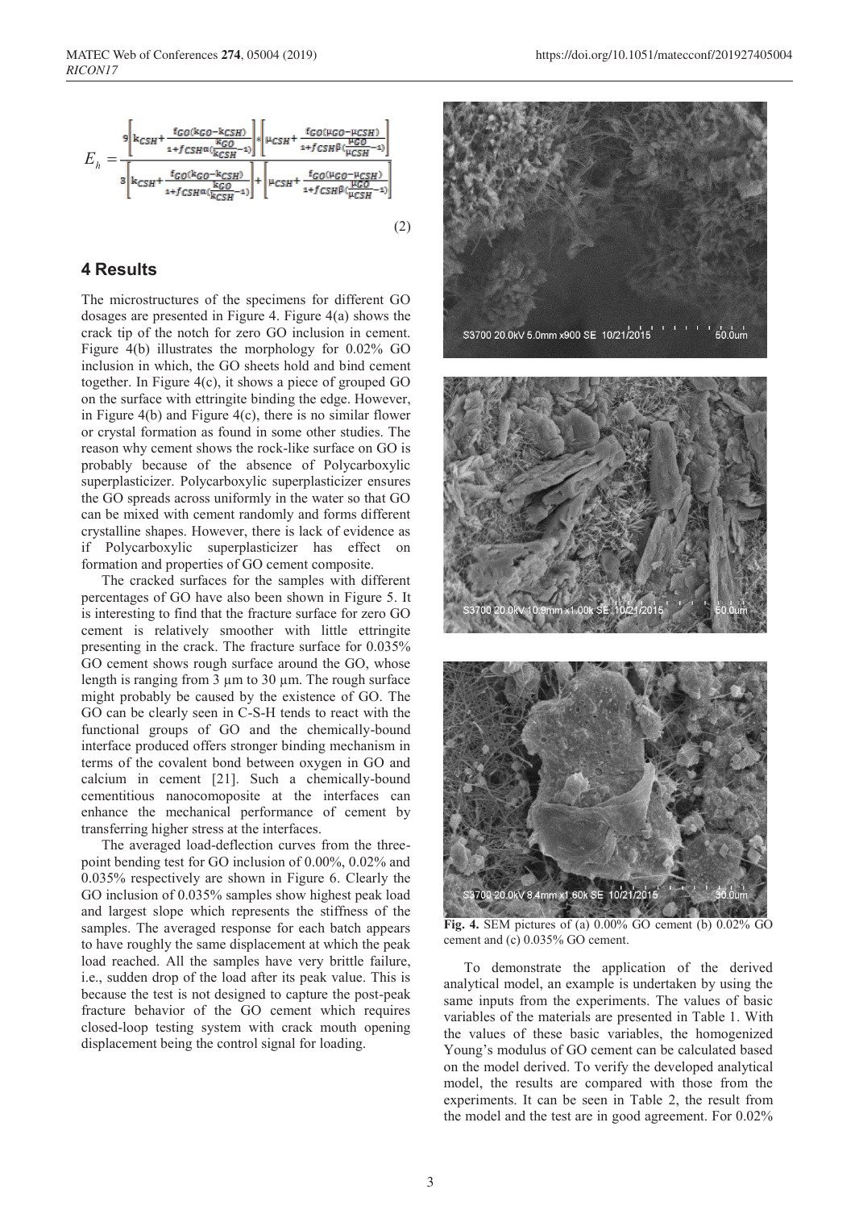$$E_h = \frac{9\left[k_{CSH} + \frac{f_{GO}(k_{GO}-k_{CSH})}{1+f_{CSH}\alpha\left(\frac{k_{GO}}{k_{CSH}}-1\right)}\right] * \left[\mu_{CSH} + \frac{f_{GO}(\mu_{GO}-\mu_{CSH})}{1+f_{CSH}\beta\left(\frac{\mu_{GO}}{\mu_{CSH}}-1\right)}\right]}{3\left[k_{CSH} + \frac{f_{GO}(k_{GO}-k_{CSH})}{1+f_{CSH}\alpha\left(\frac{k_{GO}}{k_{CSH}}-1\right)}\right] + \left[\mu_{CSH} + \frac{f_{GO}(\mu_{GO}-\mu_{CSH})}{1+f_{CSH}\beta\left(\frac{\mu_{GO}}{\mu_{CSH}}-1\right)}\right]} \quad (2)$$

## 4 Results

The microstructures of the specimens for different GO dosages are presented in Figure 4. Figure 4(a) shows the crack tip of the notch for zero GO inclusion in cement. Figure 4(b) illustrates the morphology for 0.02% GO inclusion in which, the GO sheets hold and bind cement together. In Figure 4(c), it shows a piece of grouped GO on the surface with ettringite binding the edge. However, in Figure 4(b) and Figure 4(c), there is no similar flower or crystal formation as found in some other studies. The reason why cement shows the rock-like surface on GO is probably because of the absence of Polycarboxylic superplasticizer. Polycarboxylic superplasticizer ensures the GO spreads across uniformly in the water so that GO can be mixed with cement randomly and forms different crystalline shapes. However, there is lack of evidence as if Polycarboxylic superplasticizer has effect on formation and properties of GO cement composite.

The cracked surfaces for the samples with different percentages of GO have also been shown in Figure 5. It is interesting to find that the fracture surface for zero GO cement is relatively smoother with little ettringite presenting in the crack. The fracture surface for 0.035% GO cement shows rough surface around the GO, whose length is ranging from 3 μm to 30 μm. The rough surface might probably be caused by the existence of GO. The GO can be clearly seen in C-S-H tends to react with the functional groups of GO and the chemically-bound interface produced offers stronger binding mechanism in terms of the covalent bond between oxygen in GO and calcium in cement [21]. Such a chemically-bound cementitious nanocomoposite at the interfaces can enhance the mechanical performance of cement by transferring higher stress at the interfaces.

The averaged load-deflection curves from the three-point bending test for GO inclusion of 0.00%, 0.02% and 0.035% respectively are shown in Figure 6. Clearly the GO inclusion of 0.035% samples show highest peak load and largest slope which represents the stiffness of the samples. The averaged response for each batch appears to have roughly the same displacement at which the peak load reached. All the samples have very brittle failure, i.e., sudden drop of the load after its peak value. This is because the test is not designed to capture the post-peak fracture behavior of the GO cement which requires closed-loop testing system with crack mouth opening displacement being the control signal for loading.

**Fig. 4.** SEM pictures of (a) 0.00% GO cement (b) 0.02% GO cement and (c) 0.035% GO cement.

To demonstrate the application of the derived analytical model, an example is undertaken by using the same inputs from the experiments. The values of basic variables of the materials are presented in Table 1. With the values of these basic variables, the homogenized Young's modulus of GO cement can be calculated based on the model derived. To verify the developed analytical model, the results are compared with those from the experiments. It can be seen in Table 2, the result from the model and the test are in good agreement. For 0.02%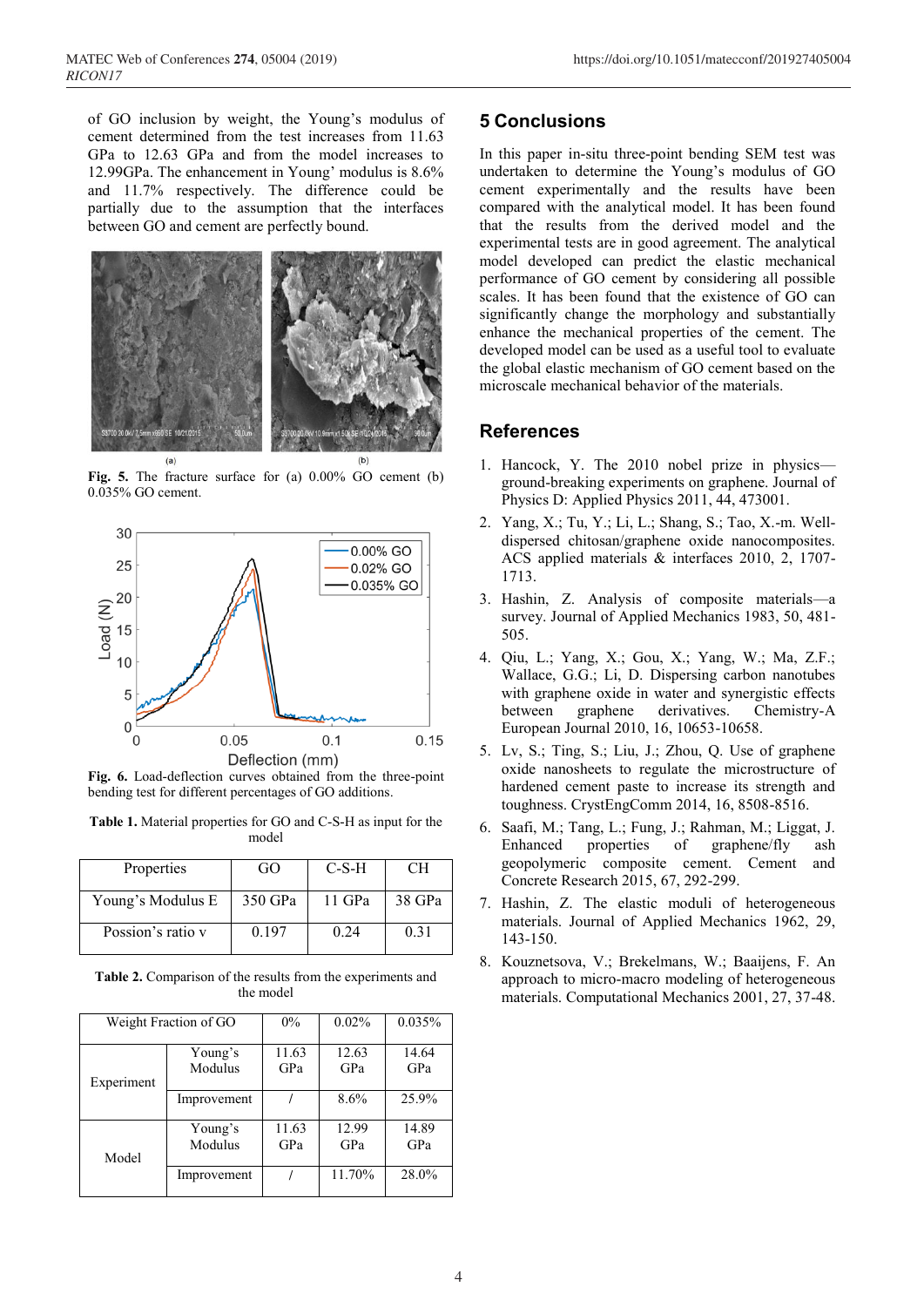of GO inclusion by weight, the Young's modulus of cement determined from the test increases from 11.63 GPa to 12.63 GPa and from the model increases to 12.99GPa. The enhancement in Young' modulus is 8.6% and 11.7% respectively. The difference could be partially due to the assumption that the interfaces between GO and cement are perfectly bound.

(a)

(b)

**Fig. 5.** The fracture surface for (a) 0.00% GO cement (b) 0.035% GO cement.

Load (N)

Deflection (mm)

0.00% GO
0.02% GO
0.035% GO

**Fig. 6.** Load-deflection curves obtained from the three-point bending test for different percentages of GO additions.

**Table 1.** Material properties for GO and C-S-H as input for the model

| Properties | GO | C-S-H | CH |
|---|---|---|---|
| Young's Modulus E | 350 GPa | 11 GPa | 38 GPa |
| Possion's ratio v | 0.197 | 0.24 | 0.31 |

**Table 2.** Comparison of the results from the experiments and the model

| Weight Fraction of GO | | 0% | 0.02% | 0.035% |
|---|---|---|---|---|
| Experiment | Young's Modulus | 11.63 GPa | 12.63 GPa | 14.64 GPa |
| | Improvement | / | 8.6% | 25.9% |
| Model | Young's Modulus | 11.63 GPa | 12.99 GPa | 14.89 GPa |
| | Improvement | / | 11.70% | 28.0% |

## 5 Conclusions

In this paper in-situ three-point bending SEM test was undertaken to determine the Young's modulus of GO cement experimentally and the results have been compared with the analytical model. It has been found that the results from the derived model and the experimental tests are in good agreement. The analytical model developed can predict the elastic mechanical performance of GO cement by considering all possible scales. It has been found that the existence of GO can significantly change the morphology and substantially enhance the mechanical properties of the cement. The developed model can be used as a useful tool to evaluate the global elastic mechanism of GO cement based on the microscale mechanical behavior of the materials.

## References

1. Hancock, Y. The 2010 nobel prize in physics—ground-breaking experiments on graphene. Journal of Physics D: Applied Physics 2011, 44, 473001.
2. Yang, X.; Tu, Y.; Li, L.; Shang, S.; Tao, X.-m. Well-dispersed chitosan/graphene oxide nanocomposites. ACS applied materials & interfaces 2010, 2, 1707-1713.
3. Hashin, Z. Analysis of composite materials—a survey. Journal of Applied Mechanics 1983, 50, 481-505.
4. Qiu, L.; Yang, X.; Gou, X.; Yang, W.; Ma, Z.F.; Wallace, G.G.; Li, D. Dispersing carbon nanotubes with graphene oxide in water and synergistic effects between graphene derivatives. Chemistry-A European Journal 2010, 16, 10653-10658.
5. Lv, S.; Ting, S.; Liu, J.; Zhou, Q. Use of graphene oxide nanosheets to regulate the microstructure of hardened cement paste to increase its strength and toughness. CrystEngComm 2014, 16, 8508-8516.
6. Saafi, M.; Tang, L.; Fung, J.; Rahman, M.; Liggat, J. Enhanced properties of graphene/fly ash geopolymeric composite cement. Cement and Concrete Research 2015, 67, 292-299.
7. Hashin, Z. The elastic moduli of heterogeneous materials. Journal of Applied Mechanics 1962, 29, 143-150.
8. Kouznetsova, V.; Brekelmans, W.; Baaijens, F. An approach to micro-macro modeling of heterogeneous materials. Computational Mechanics 2001, 27, 37-48.